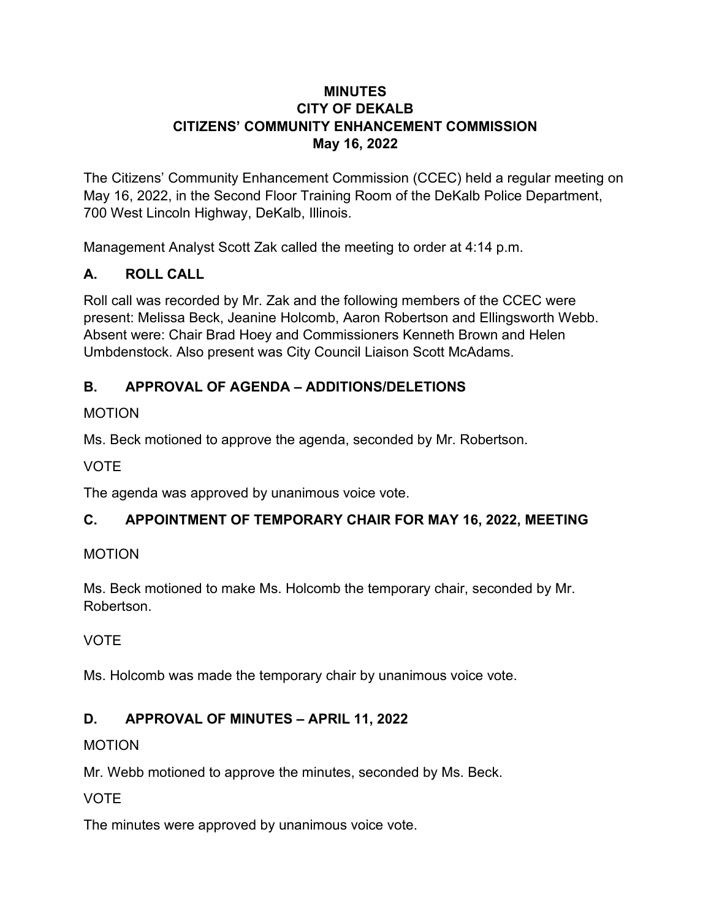# MINUTES
# CITY OF DEKALB
# CITIZENS' COMMUNITY ENHANCEMENT COMMISSION
# May 16, 2022

The Citizens' Community Enhancement Commission (CCEC) held a regular meeting on May 16, 2022, in the Second Floor Training Room of the DeKalb Police Department, 700 West Lincoln Highway, DeKalb, Illinois.

Management Analyst Scott Zak called the meeting to order at 4:14 p.m.

## A. ROLL CALL

Roll call was recorded by Mr. Zak and the following members of the CCEC were present: Melissa Beck, Jeanine Holcomb, Aaron Robertson and Ellingsworth Webb. Absent were: Chair Brad Hoey and Commissioners Kenneth Brown and Helen Umbdenstock. Also present was City Council Liaison Scott McAdams.

## B. APPROVAL OF AGENDA – ADDITIONS/DELETIONS

MOTION

Ms. Beck motioned to approve the agenda, seconded by Mr. Robertson.

VOTE

The agenda was approved by unanimous voice vote.

## C. APPOINTMENT OF TEMPORARY CHAIR FOR MAY 16, 2022, MEETING

MOTION

Ms. Beck motioned to make Ms. Holcomb the temporary chair, seconded by Mr. Robertson.

VOTE

Ms. Holcomb was made the temporary chair by unanimous voice vote.

## D. APPROVAL OF MINUTES – APRIL 11, 2022

MOTION

Mr. Webb motioned to approve the minutes, seconded by Ms. Beck.

VOTE

The minutes were approved by unanimous voice vote.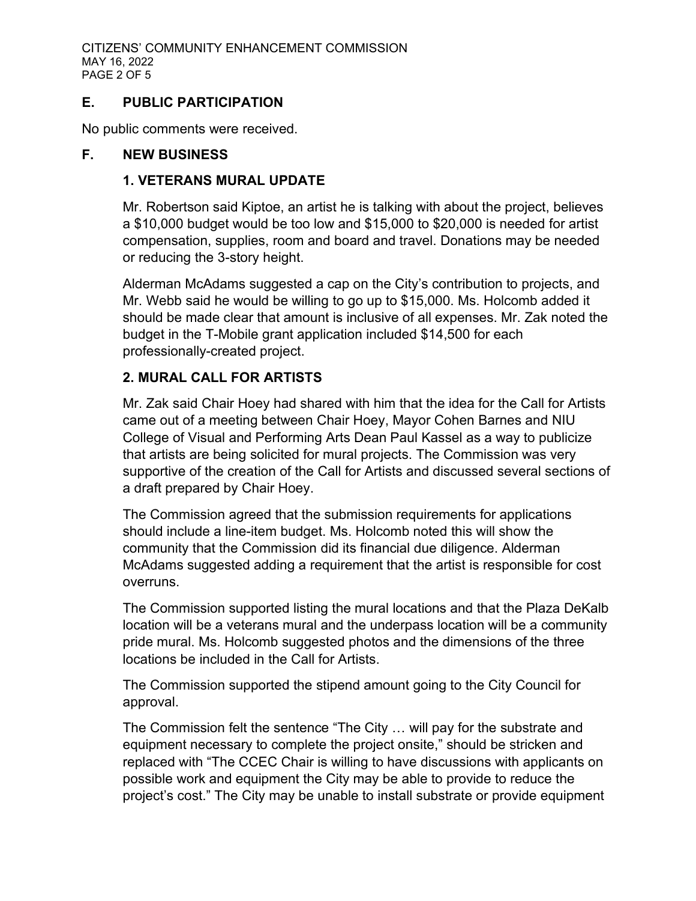## E. PUBLIC PARTICIPATION

No public comments were received.

## F. NEW BUSINESS

### 1. VETERANS MURAL UPDATE

Mr. Robertson said Kiptoe, an artist he is talking with about the project, believes a $10,000 budget would be too low and $15,000 to $20,000 is needed for artist compensation, supplies, room and board and travel. Donations may be needed or reducing the 3-story height.

Alderman McAdams suggested a cap on the City's contribution to projects, and Mr. Webb said he would be willing to go up to $15,000. Ms. Holcomb added it should be made clear that amount is inclusive of all expenses. Mr. Zak noted the budget in the T-Mobile grant application included $14,500 for each professionally-created project.

### 2. MURAL CALL FOR ARTISTS

Mr. Zak said Chair Hoey had shared with him that the idea for the Call for Artists came out of a meeting between Chair Hoey, Mayor Cohen Barnes and NIU College of Visual and Performing Arts Dean Paul Kassel as a way to publicize that artists are being solicited for mural projects. The Commission was very supportive of the creation of the Call for Artists and discussed several sections of a draft prepared by Chair Hoey.

The Commission agreed that the submission requirements for applications should include a line-item budget. Ms. Holcomb noted this will show the community that the Commission did its financial due diligence. Alderman McAdams suggested adding a requirement that the artist is responsible for cost overruns.

The Commission supported listing the mural locations and that the Plaza DeKalb location will be a veterans mural and the underpass location will be a community pride mural. Ms. Holcomb suggested photos and the dimensions of the three locations be included in the Call for Artists.

The Commission supported the stipend amount going to the City Council for approval.

The Commission felt the sentence "The City … will pay for the substrate and equipment necessary to complete the project onsite," should be stricken and replaced with "The CCEC Chair is willing to have discussions with applicants on possible work and equipment the City may be able to provide to reduce the project's cost." The City may be unable to install substrate or provide equipment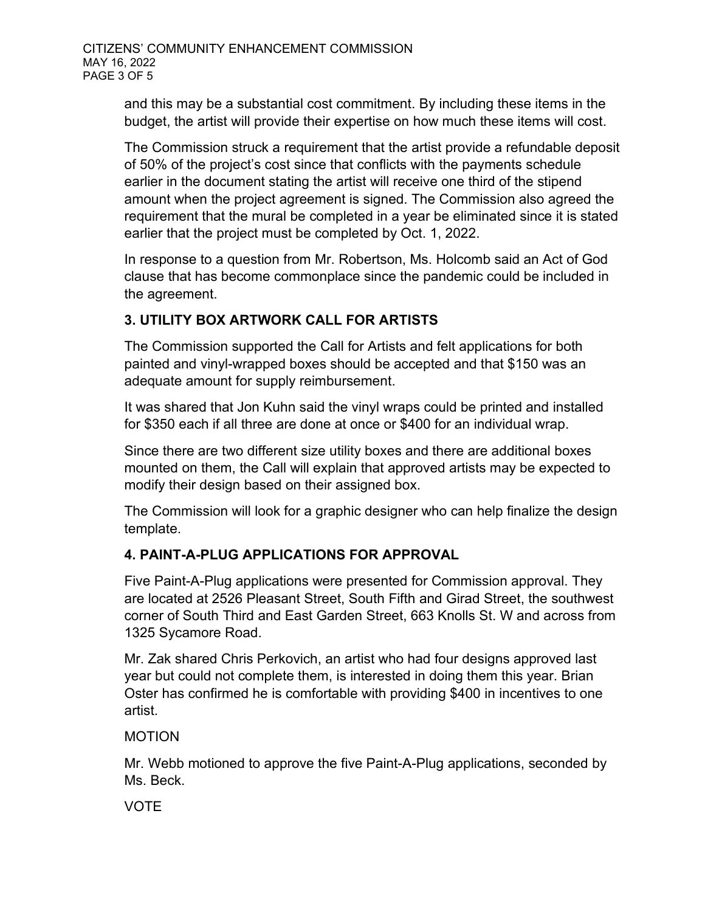and this may be a substantial cost commitment. By including these items in the budget, the artist will provide their expertise on how much these items will cost.

The Commission struck a requirement that the artist provide a refundable deposit of 50% of the project's cost since that conflicts with the payments schedule earlier in the document stating the artist will receive one third of the stipend amount when the project agreement is signed. The Commission also agreed the requirement that the mural be completed in a year be eliminated since it is stated earlier that the project must be completed by Oct. 1, 2022.

In response to a question from Mr. Robertson, Ms. Holcomb said an Act of God clause that has become commonplace since the pandemic could be included in the agreement.

## 3. UTILITY BOX ARTWORK CALL FOR ARTISTS

The Commission supported the Call for Artists and felt applications for both painted and vinyl-wrapped boxes should be accepted and that $150 was an adequate amount for supply reimbursement.

It was shared that Jon Kuhn said the vinyl wraps could be printed and installed for $350 each if all three are done at once or $400 for an individual wrap.

Since there are two different size utility boxes and there are additional boxes mounted on them, the Call will explain that approved artists may be expected to modify their design based on their assigned box.

The Commission will look for a graphic designer who can help finalize the design template.

## 4. PAINT-A-PLUG APPLICATIONS FOR APPROVAL

Five Paint-A-Plug applications were presented for Commission approval. They are located at 2526 Pleasant Street, South Fifth and Girad Street, the southwest corner of South Third and East Garden Street, 663 Knolls St. W and across from 1325 Sycamore Road.

Mr. Zak shared Chris Perkovich, an artist who had four designs approved last year but could not complete them, is interested in doing them this year. Brian Oster has confirmed he is comfortable with providing $400 in incentives to one artist.

MOTION

Mr. Webb motioned to approve the five Paint-A-Plug applications, seconded by Ms. Beck.

VOTE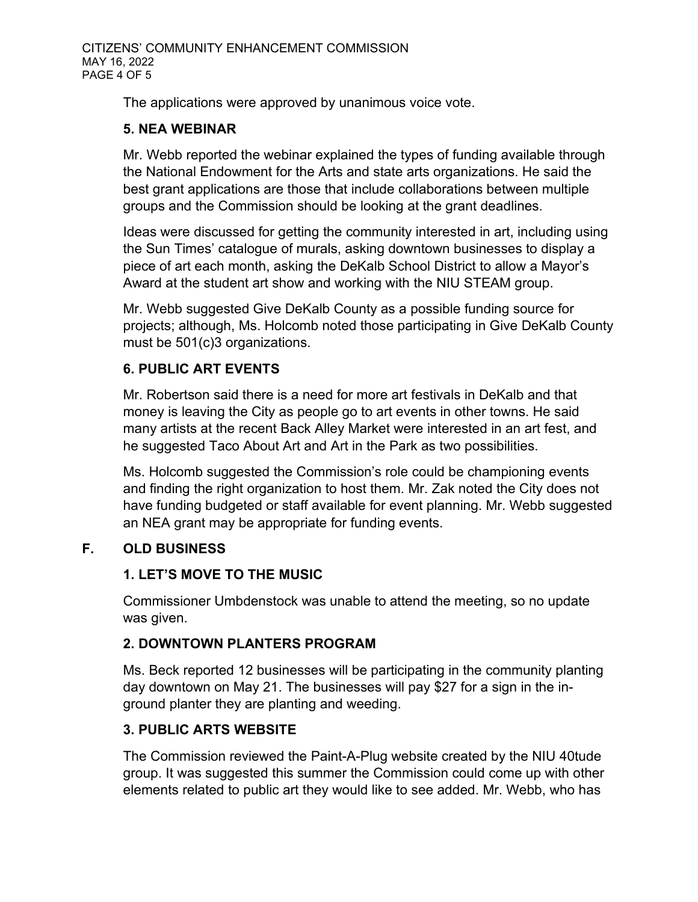The applications were approved by unanimous voice vote.

### 5. NEA WEBINAR

Mr. Webb reported the webinar explained the types of funding available through the National Endowment for the Arts and state arts organizations. He said the best grant applications are those that include collaborations between multiple groups and the Commission should be looking at the grant deadlines.

Ideas were discussed for getting the community interested in art, including using the Sun Times' catalogue of murals, asking downtown businesses to display a piece of art each month, asking the DeKalb School District to allow a Mayor's Award at the student art show and working with the NIU STEAM group.

Mr. Webb suggested Give DeKalb County as a possible funding source for projects; although, Ms. Holcomb noted those participating in Give DeKalb County must be 501(c)3 organizations.

### 6. PUBLIC ART EVENTS

Mr. Robertson said there is a need for more art festivals in DeKalb and that money is leaving the City as people go to art events in other towns. He said many artists at the recent Back Alley Market were interested in an art fest, and he suggested Taco About Art and Art in the Park as two possibilities.

Ms. Holcomb suggested the Commission's role could be championing events and finding the right organization to host them. Mr. Zak noted the City does not have funding budgeted or staff available for event planning. Mr. Webb suggested an NEA grant may be appropriate for funding events.

## F. OLD BUSINESS

### 1. LET'S MOVE TO THE MUSIC

Commissioner Umbdenstock was unable to attend the meeting, so no update was given.

### 2. DOWNTOWN PLANTERS PROGRAM

Ms. Beck reported 12 businesses will be participating in the community planting day downtown on May 21. The businesses will pay $27 for a sign in the in-ground planter they are planting and weeding.

### 3. PUBLIC ARTS WEBSITE

The Commission reviewed the Paint-A-Plug website created by the NIU 40tude group. It was suggested this summer the Commission could come up with other elements related to public art they would like to see added. Mr. Webb, who has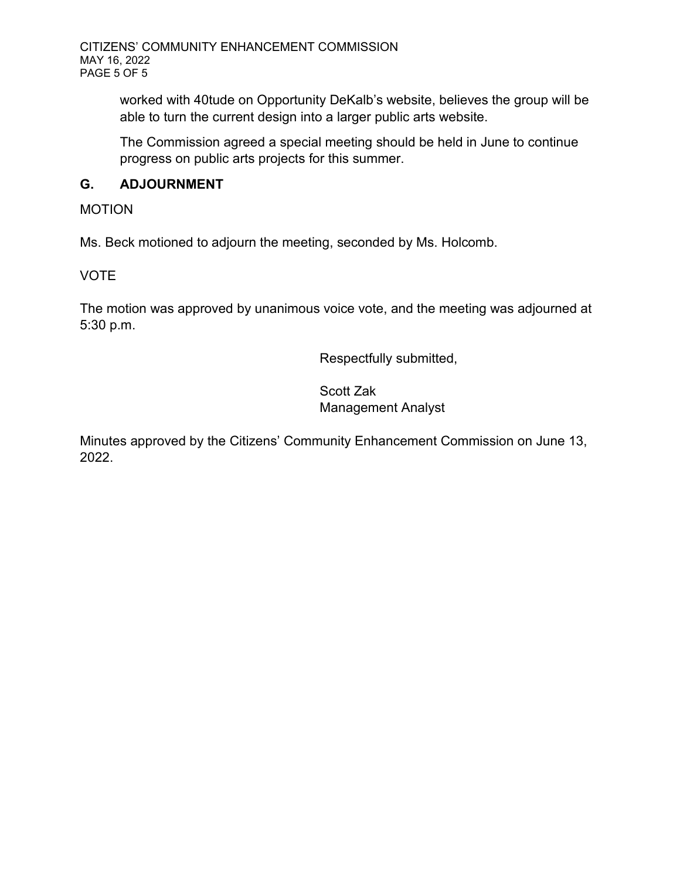worked with 40tude on Opportunity DeKalb's website, believes the group will be able to turn the current design into a larger public arts website.

The Commission agreed a special meeting should be held in June to continue progress on public arts projects for this summer.

## G. ADJOURNMENT

MOTION

Ms. Beck motioned to adjourn the meeting, seconded by Ms. Holcomb.

VOTE

The motion was approved by unanimous voice vote, and the meeting was adjourned at 5:30 p.m.

Respectfully submitted,

Scott Zak
Management Analyst

Minutes approved by the Citizens' Community Enhancement Commission on June 13, 2022.